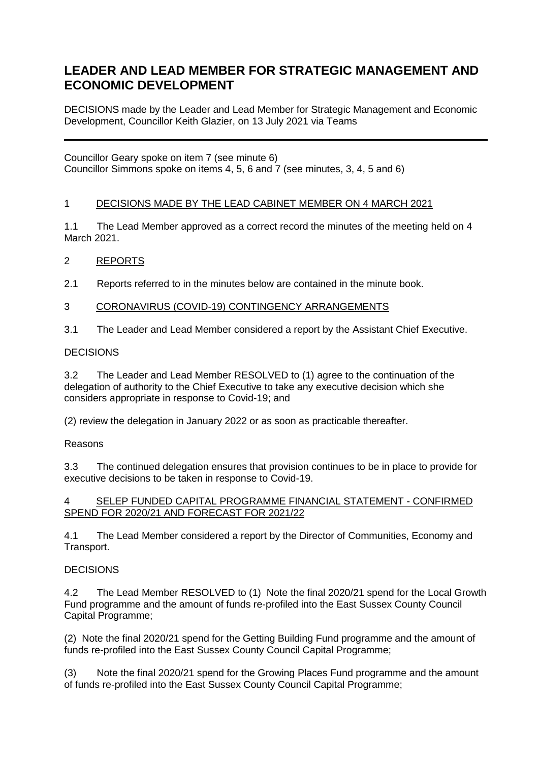# LEADER AND LEAD MEMBER FOR STRATEGIC MANAGEMENT AND ECONOMIC DEVELOPMENT

DECISIONS made by the Leader and Lead Member for Strategic Management and Economic Development, Councillor Keith Glazier, on 13 July 2021 via Teams

---

Councillor Geary spoke on item 7 (see minute 6)
Councillor Simmons spoke on items 4, 5, 6 and 7 (see minutes, 3, 4, 5 and 6)

## 1 DECISIONS MADE BY THE LEAD CABINET MEMBER ON 4 MARCH 2021

1.1 The Lead Member approved as a correct record the minutes of the meeting held on 4 March 2021.

## 2 REPORTS

2.1 Reports referred to in the minutes below are contained in the minute book.

## 3 CORONAVIRUS (COVID-19) CONTINGENCY ARRANGEMENTS

3.1 The Leader and Lead Member considered a report by the Assistant Chief Executive.

DECISIONS

3.2 The Leader and Lead Member RESOLVED to (1) agree to the continuation of the delegation of authority to the Chief Executive to take any executive decision which she considers appropriate in response to Covid-19; and

(2) review the delegation in January 2022 or as soon as practicable thereafter.

Reasons

3.3 The continued delegation ensures that provision continues to be in place to provide for executive decisions to be taken in response to Covid-19.

## 4 SELEP FUNDED CAPITAL PROGRAMME FINANCIAL STATEMENT - CONFIRMED SPEND FOR 2020/21 AND FORECAST FOR 2021/22

4.1 The Lead Member considered a report by the Director of Communities, Economy and Transport.

DECISIONS

4.2 The Lead Member RESOLVED to (1) Note the final 2020/21 spend for the Local Growth Fund programme and the amount of funds re-profiled into the East Sussex County Council Capital Programme;

(2) Note the final 2020/21 spend for the Getting Building Fund programme and the amount of funds re-profiled into the East Sussex County Council Capital Programme;

(3) Note the final 2020/21 spend for the Growing Places Fund programme and the amount of funds re-profiled into the East Sussex County Council Capital Programme;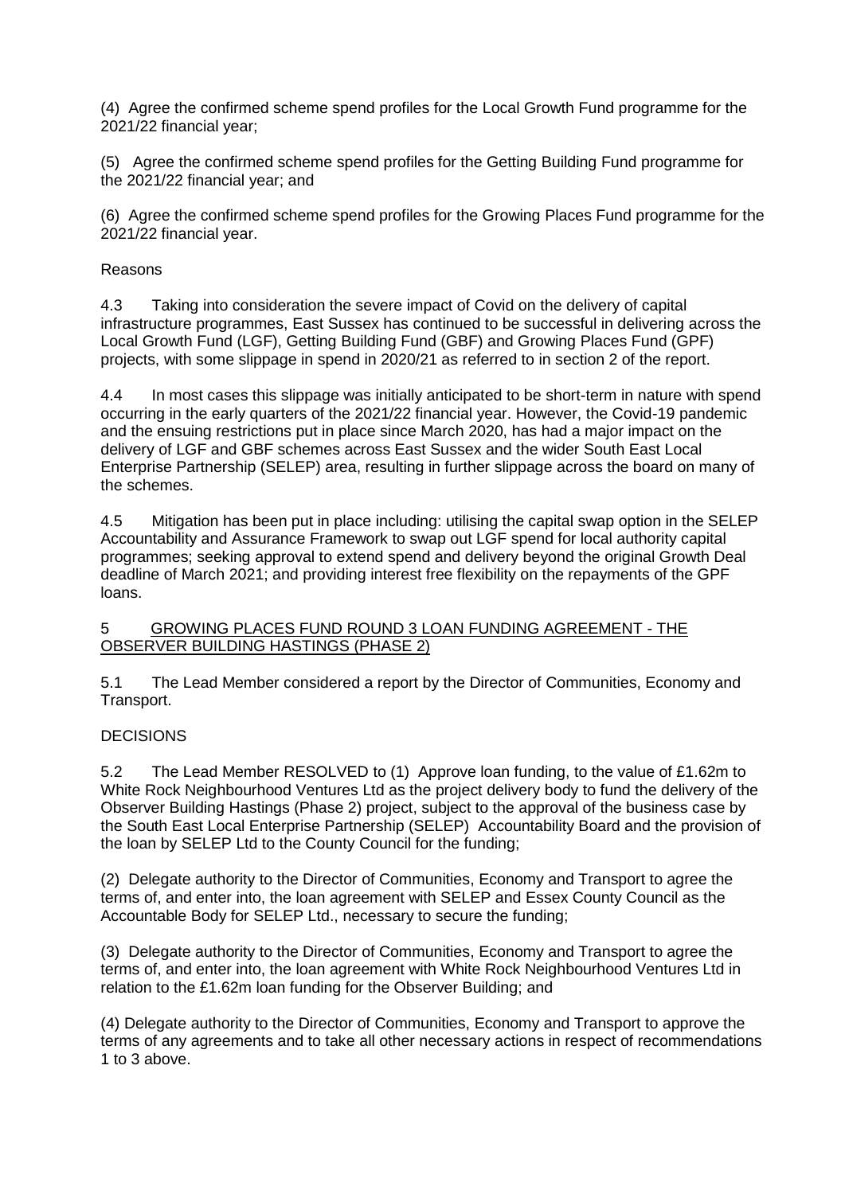(4) Agree the confirmed scheme spend profiles for the Local Growth Fund programme for the 2021/22 financial year;

(5) Agree the confirmed scheme spend profiles for the Getting Building Fund programme for the 2021/22 financial year; and

(6) Agree the confirmed scheme spend profiles for the Growing Places Fund programme for the 2021/22 financial year.

Reasons

4.3 Taking into consideration the severe impact of Covid on the delivery of capital infrastructure programmes, East Sussex has continued to be successful in delivering across the Local Growth Fund (LGF), Getting Building Fund (GBF) and Growing Places Fund (GPF) projects, with some slippage in spend in 2020/21 as referred to in section 2 of the report.

4.4 In most cases this slippage was initially anticipated to be short-term in nature with spend occurring in the early quarters of the 2021/22 financial year. However, the Covid-19 pandemic and the ensuing restrictions put in place since March 2020, has had a major impact on the delivery of LGF and GBF schemes across East Sussex and the wider South East Local Enterprise Partnership (SELEP) area, resulting in further slippage across the board on many of the schemes.

4.5 Mitigation has been put in place including: utilising the capital swap option in the SELEP Accountability and Assurance Framework to swap out LGF spend for local authority capital programmes; seeking approval to extend spend and delivery beyond the original Growth Deal deadline of March 2021; and providing interest free flexibility on the repayments of the GPF loans.

## 5 GROWING PLACES FUND ROUND 3 LOAN FUNDING AGREEMENT - THE OBSERVER BUILDING HASTINGS (PHASE 2)

5.1 The Lead Member considered a report by the Director of Communities, Economy and Transport.

DECISIONS

5.2 The Lead Member RESOLVED to (1) Approve loan funding, to the value of £1.62m to White Rock Neighbourhood Ventures Ltd as the project delivery body to fund the delivery of the Observer Building Hastings (Phase 2) project, subject to the approval of the business case by the South East Local Enterprise Partnership (SELEP) Accountability Board and the provision of the loan by SELEP Ltd to the County Council for the funding;

(2) Delegate authority to the Director of Communities, Economy and Transport to agree the terms of, and enter into, the loan agreement with SELEP and Essex County Council as the Accountable Body for SELEP Ltd., necessary to secure the funding;

(3) Delegate authority to the Director of Communities, Economy and Transport to agree the terms of, and enter into, the loan agreement with White Rock Neighbourhood Ventures Ltd in relation to the £1.62m loan funding for the Observer Building; and

(4) Delegate authority to the Director of Communities, Economy and Transport to approve the terms of any agreements and to take all other necessary actions in respect of recommendations 1 to 3 above.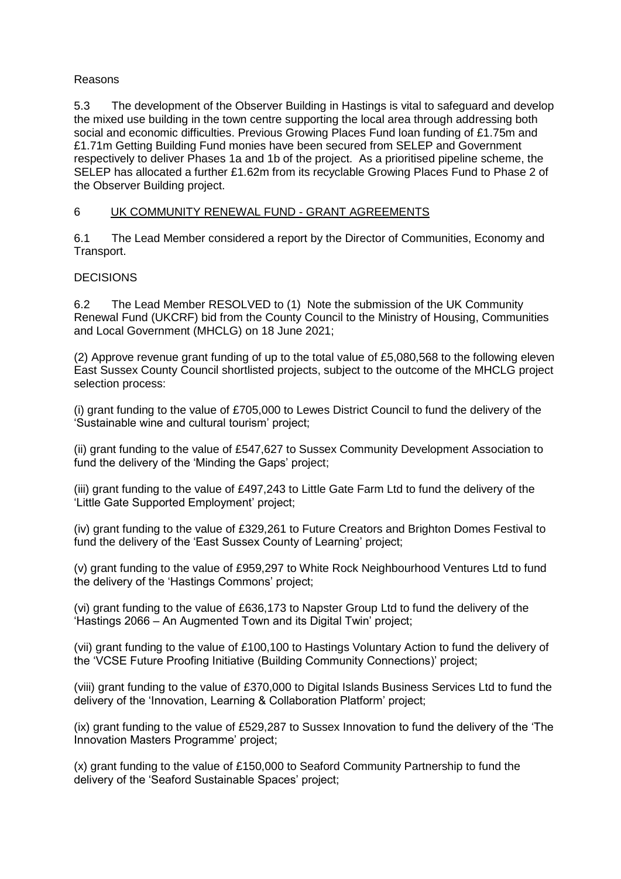Reasons

5.3 The development of the Observer Building in Hastings is vital to safeguard and develop the mixed use building in the town centre supporting the local area through addressing both social and economic difficulties. Previous Growing Places Fund loan funding of £1.75m and £1.71m Getting Building Fund monies have been secured from SELEP and Government respectively to deliver Phases 1a and 1b of the project. As a prioritised pipeline scheme, the SELEP has allocated a further £1.62m from its recyclable Growing Places Fund to Phase 2 of the Observer Building project.

## 6 UK COMMUNITY RENEWAL FUND - GRANT AGREEMENTS

6.1 The Lead Member considered a report by the Director of Communities, Economy and Transport.

DECISIONS

6.2 The Lead Member RESOLVED to (1) Note the submission of the UK Community Renewal Fund (UKCRF) bid from the County Council to the Ministry of Housing, Communities and Local Government (MHCLG) on 18 June 2021;

(2) Approve revenue grant funding of up to the total value of £5,080,568 to the following eleven East Sussex County Council shortlisted projects, subject to the outcome of the MHCLG project selection process:

(i) grant funding to the value of £705,000 to Lewes District Council to fund the delivery of the 'Sustainable wine and cultural tourism' project;

(ii) grant funding to the value of £547,627 to Sussex Community Development Association to fund the delivery of the 'Minding the Gaps' project;

(iii) grant funding to the value of £497,243 to Little Gate Farm Ltd to fund the delivery of the 'Little Gate Supported Employment' project;

(iv) grant funding to the value of £329,261 to Future Creators and Brighton Domes Festival to fund the delivery of the 'East Sussex County of Learning' project;

(v) grant funding to the value of £959,297 to White Rock Neighbourhood Ventures Ltd to fund the delivery of the 'Hastings Commons' project;

(vi) grant funding to the value of £636,173 to Napster Group Ltd to fund the delivery of the 'Hastings 2066 – An Augmented Town and its Digital Twin' project;

(vii) grant funding to the value of £100,100 to Hastings Voluntary Action to fund the delivery of the 'VCSE Future Proofing Initiative (Building Community Connections)' project;

(viii) grant funding to the value of £370,000 to Digital Islands Business Services Ltd to fund the delivery of the 'Innovation, Learning & Collaboration Platform' project;

(ix) grant funding to the value of £529,287 to Sussex Innovation to fund the delivery of the 'The Innovation Masters Programme' project;

(x) grant funding to the value of £150,000 to Seaford Community Partnership to fund the delivery of the 'Seaford Sustainable Spaces' project;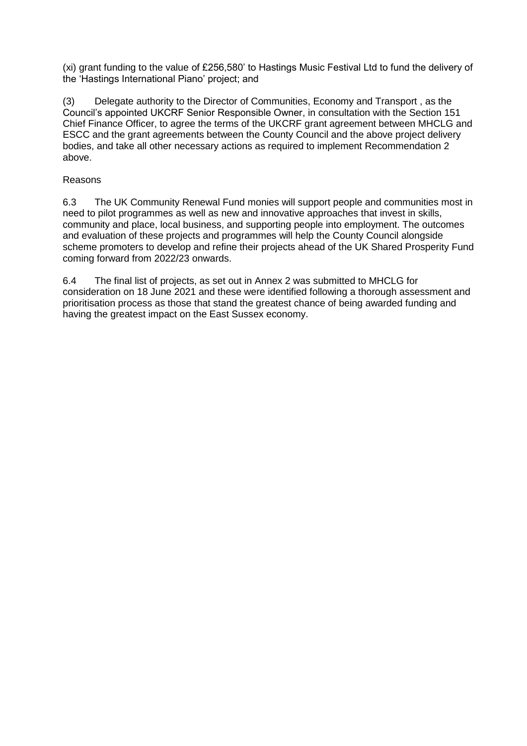(xi) grant funding to the value of £256,580' to Hastings Music Festival Ltd to fund the delivery of the 'Hastings International Piano' project; and

(3) Delegate authority to the Director of Communities, Economy and Transport , as the Council's appointed UKCRF Senior Responsible Owner, in consultation with the Section 151 Chief Finance Officer, to agree the terms of the UKCRF grant agreement between MHCLG and ESCC and the grant agreements between the County Council and the above project delivery bodies, and take all other necessary actions as required to implement Recommendation 2 above.

Reasons

6.3 The UK Community Renewal Fund monies will support people and communities most in need to pilot programmes as well as new and innovative approaches that invest in skills, community and place, local business, and supporting people into employment. The outcomes and evaluation of these projects and programmes will help the County Council alongside scheme promoters to develop and refine their projects ahead of the UK Shared Prosperity Fund coming forward from 2022/23 onwards.

6.4 The final list of projects, as set out in Annex 2 was submitted to MHCLG for consideration on 18 June 2021 and these were identified following a thorough assessment and prioritisation process as those that stand the greatest chance of being awarded funding and having the greatest impact on the East Sussex economy.